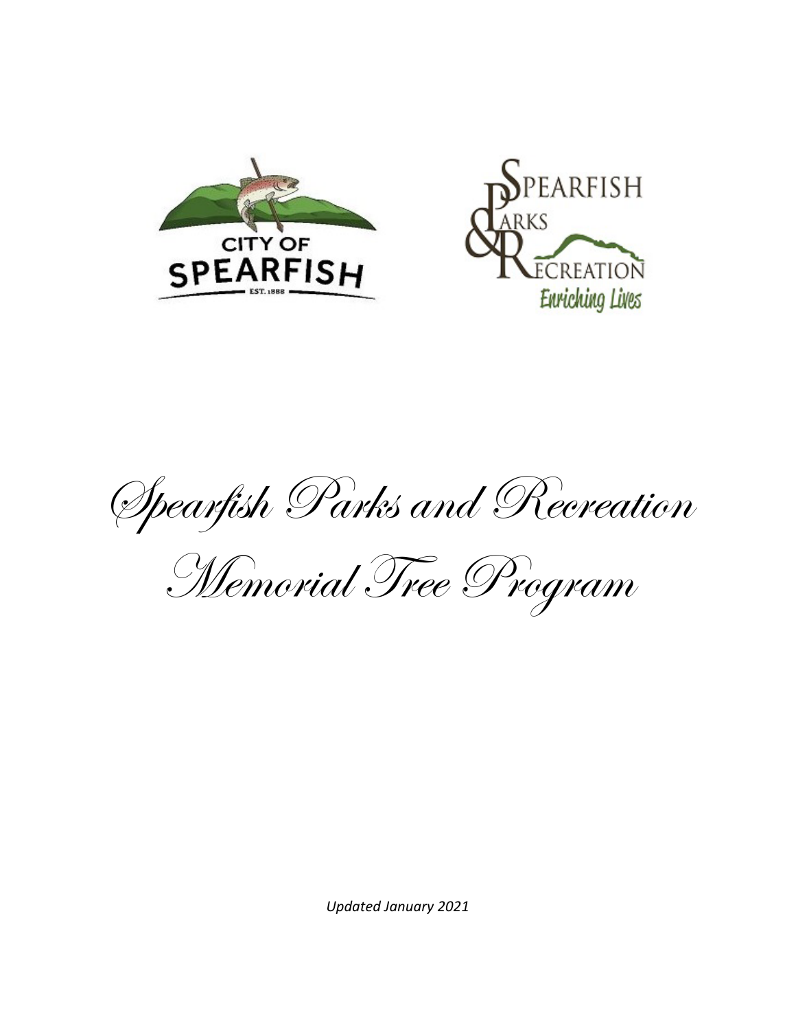# Spearfish Parks and Recreation

# Memorial Tree Program

*Updated January 2021*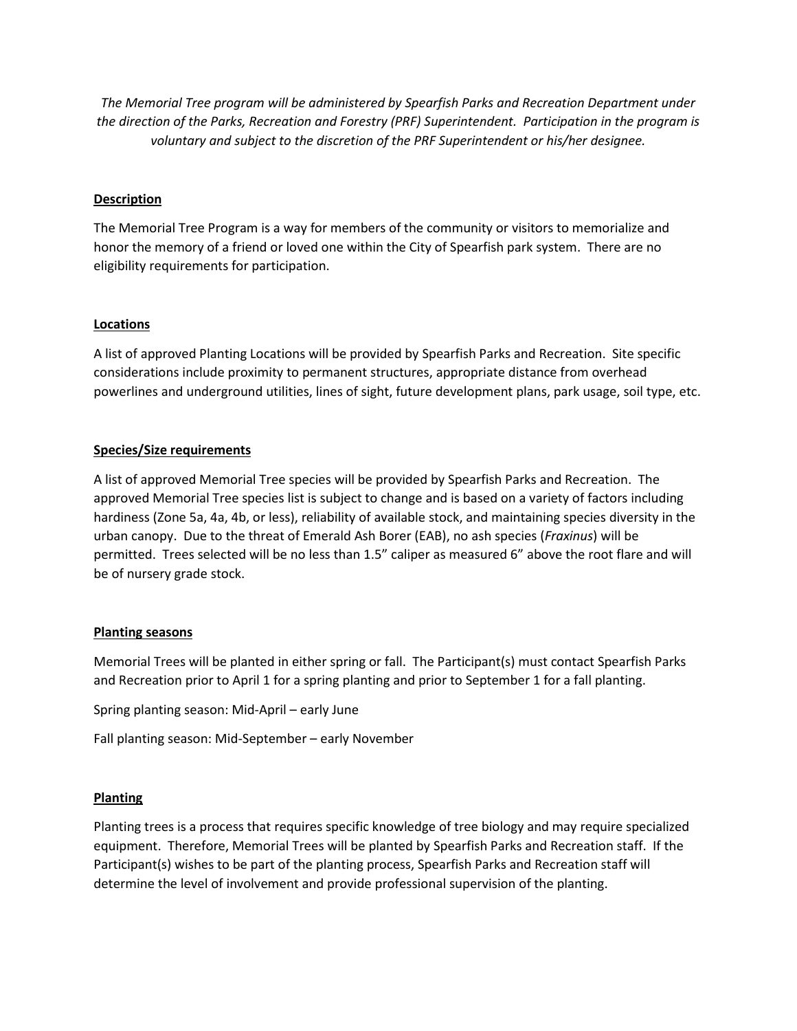*The Memorial Tree program will be administered by Spearfish Parks and Recreation Department under the direction of the Parks, Recreation and Forestry (PRF) Superintendent. Participation in the program is voluntary and subject to the discretion of the PRF Superintendent or his/her designee.*

**Description**

The Memorial Tree Program is a way for members of the community or visitors to memorialize and honor the memory of a friend or loved one within the City of Spearfish park system. There are no eligibility requirements for participation.

**Locations**

A list of approved Planting Locations will be provided by Spearfish Parks and Recreation. Site specific considerations include proximity to permanent structures, appropriate distance from overhead powerlines and underground utilities, lines of sight, future development plans, park usage, soil type, etc.

**Species/Size requirements**

A list of approved Memorial Tree species will be provided by Spearfish Parks and Recreation. The approved Memorial Tree species list is subject to change and is based on a variety of factors including hardiness (Zone 5a, 4a, 4b, or less), reliability of available stock, and maintaining species diversity in the urban canopy. Due to the threat of Emerald Ash Borer (EAB), no ash species (*Fraxinus*) will be permitted. Trees selected will be no less than 1.5" caliper as measured 6" above the root flare and will be of nursery grade stock.

**Planting seasons**

Memorial Trees will be planted in either spring or fall. The Participant(s) must contact Spearfish Parks and Recreation prior to April 1 for a spring planting and prior to September 1 for a fall planting.

Spring planting season: Mid-April – early June

Fall planting season: Mid-September – early November

**Planting**

Planting trees is a process that requires specific knowledge of tree biology and may require specialized equipment. Therefore, Memorial Trees will be planted by Spearfish Parks and Recreation staff. If the Participant(s) wishes to be part of the planting process, Spearfish Parks and Recreation staff will determine the level of involvement and provide professional supervision of the planting.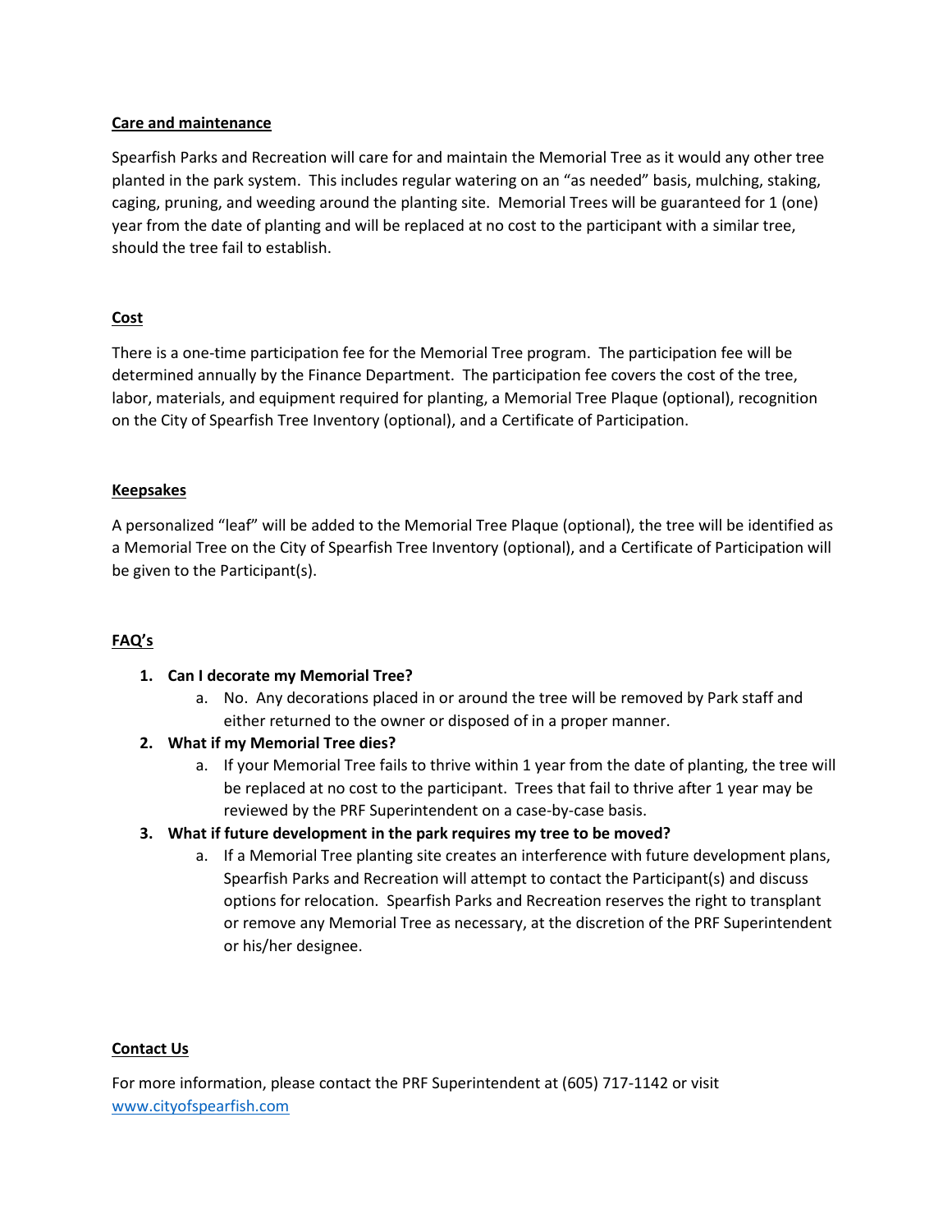## Care and maintenance

Spearfish Parks and Recreation will care for and maintain the Memorial Tree as it would any other tree planted in the park system. This includes regular watering on an "as needed" basis, mulching, staking, caging, pruning, and weeding around the planting site. Memorial Trees will be guaranteed for 1 (one) year from the date of planting and will be replaced at no cost to the participant with a similar tree, should the tree fail to establish.

## Cost

There is a one-time participation fee for the Memorial Tree program. The participation fee will be determined annually by the Finance Department. The participation fee covers the cost of the tree, labor, materials, and equipment required for planting, a Memorial Tree Plaque (optional), recognition on the City of Spearfish Tree Inventory (optional), and a Certificate of Participation.

## Keepsakes

A personalized "leaf" will be added to the Memorial Tree Plaque (optional), the tree will be identified as a Memorial Tree on the City of Spearfish Tree Inventory (optional), and a Certificate of Participation will be given to the Participant(s).

## FAQ's

1. **Can I decorate my Memorial Tree?**
   a. No. Any decorations placed in or around the tree will be removed by Park staff and either returned to the owner or disposed of in a proper manner.
2. **What if my Memorial Tree dies?**
   a. If your Memorial Tree fails to thrive within 1 year from the date of planting, the tree will be replaced at no cost to the participant. Trees that fail to thrive after 1 year may be reviewed by the PRF Superintendent on a case-by-case basis.
3. **What if future development in the park requires my tree to be moved?**
   a. If a Memorial Tree planting site creates an interference with future development plans, Spearfish Parks and Recreation will attempt to contact the Participant(s) and discuss options for relocation. Spearfish Parks and Recreation reserves the right to transplant or remove any Memorial Tree as necessary, at the discretion of the PRF Superintendent or his/her designee.

## Contact Us

For more information, please contact the PRF Superintendent at (605) 717-1142 or visit [www.cityofspearfish.com](www.cityofspearfish.com)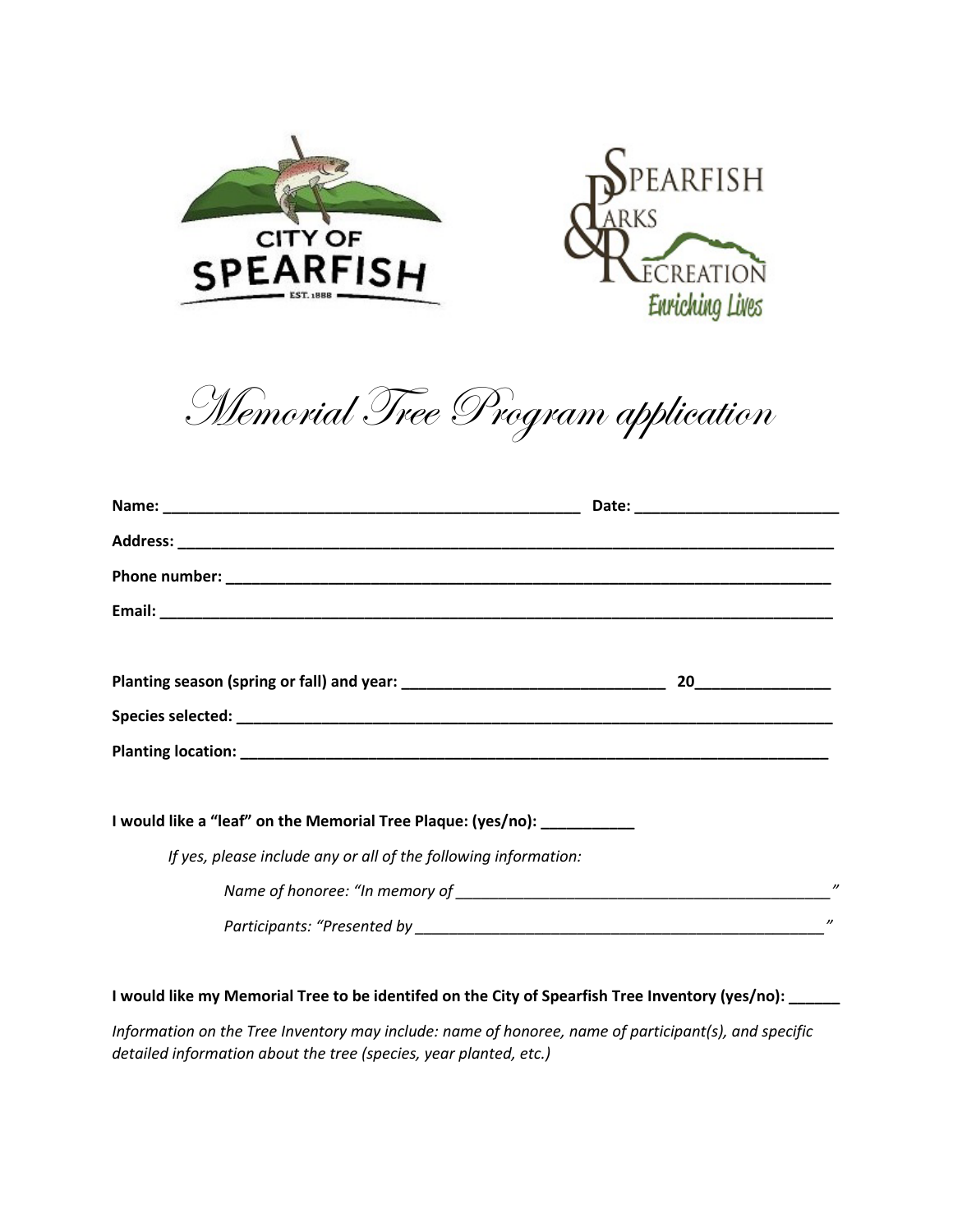CITY OF SPEARFISH EST. 1888

SPEARFISH PARKS & RECREATION *Enriching Lives*

# *Memorial Tree Program application*

**Name: ________________________________________________ Date: _______________________**

**Address: ___________________________________________________________________________**

**Phone number: ______________________________________________________________________**

**Email: _____________________________________________________________________________**

**Planting season (spring or fall) and year: ______________________________ 20_______________**

**Species selected: ____________________________________________________________________**

**Planting location: ___________________________________________________________________**

**I would like a "leaf" on the Memorial Tree Plaque: (yes/no): ___________**

*If yes, please include any or all of the following information:*

*Name of honoree: "In memory of ___________________________________________"*

*Participants: "Presented by _______________________________________________"*

**I would like my Memorial Tree to be identifed on the City of Spearfish Tree Inventory (yes/no): ______**

*Information on the Tree Inventory may include: name of honoree, name of participant(s), and specific detailed information about the tree (species, year planted, etc.)*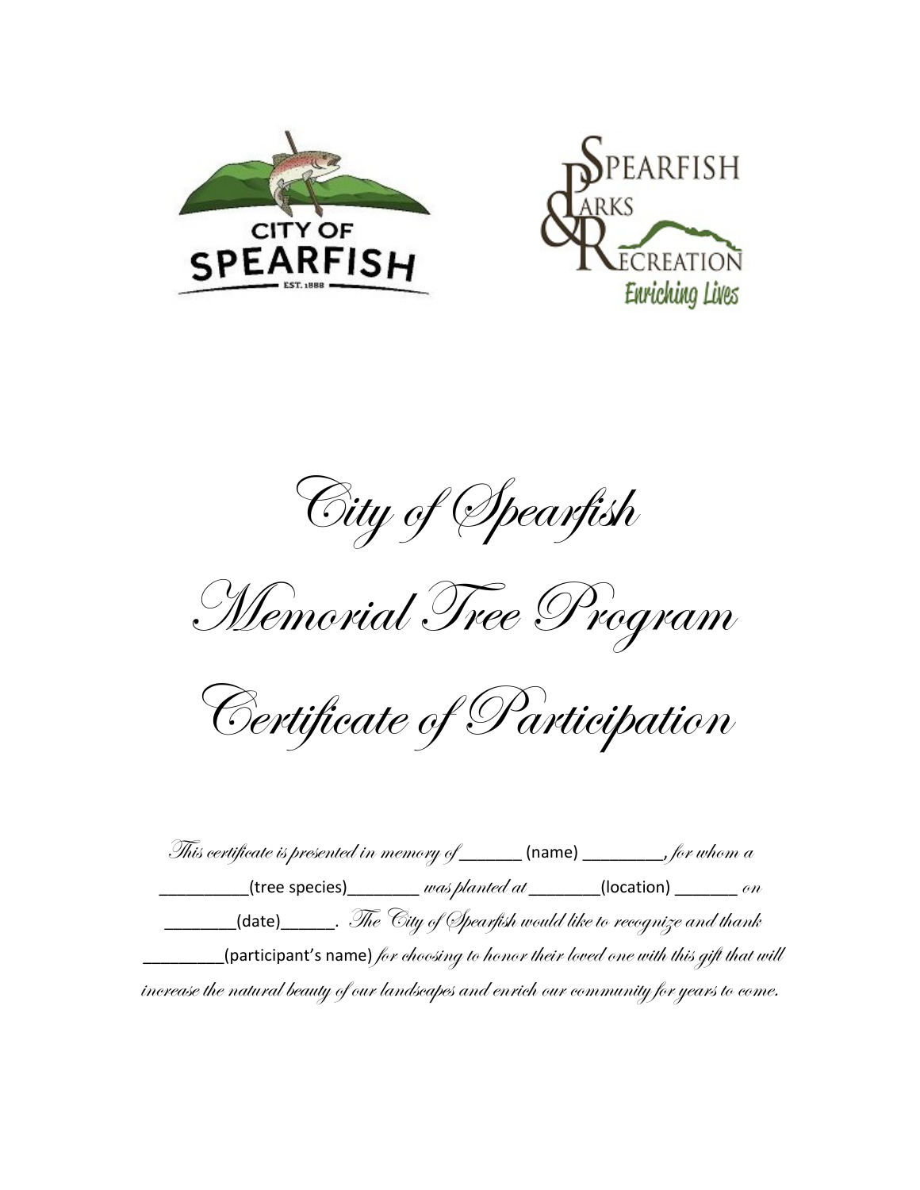# City of Spearfish

# Memorial Tree Program

# Certificate of Participation

*This certificate is presented in memory of* _______ (name) _________, *for whom a* __________(tree species)________ *was planted at* ________(location) _______ *on* ________(date)______. *The City of Spearfish would like to recognize and thank* _________(participant's name) *for choosing to honor their loved one with this gift that will increase the natural beauty of our landscapes and enrich our community for years to come.*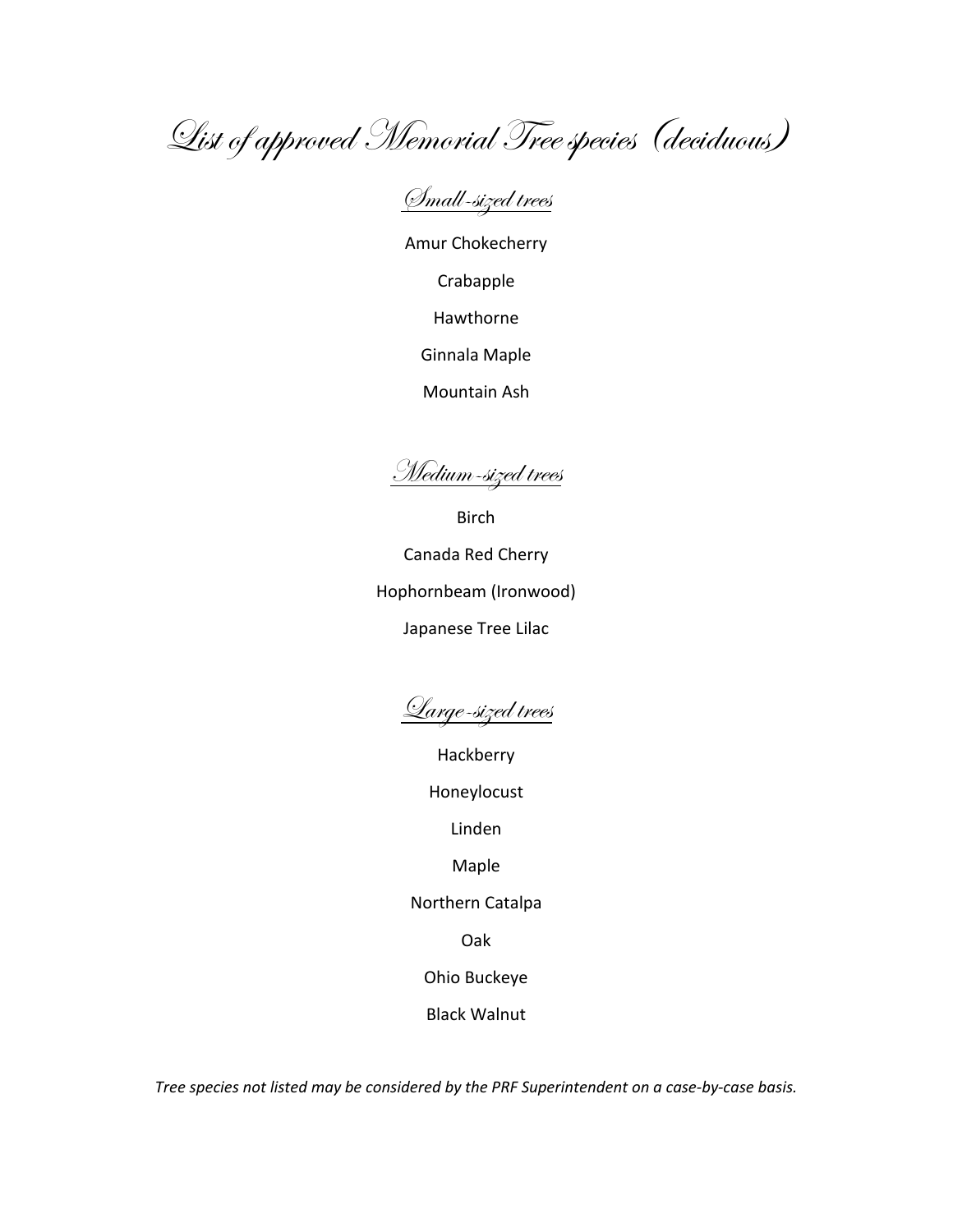# List of approved Memorial Tree species (deciduous)

## Small-sized trees

Amur Chokecherry

Crabapple

Hawthorne

Ginnala Maple

Mountain Ash

## Medium-sized trees

Birch

Canada Red Cherry

Hophornbeam (Ironwood)

Japanese Tree Lilac

## Large-sized trees

Hackberry

Honeylocust

Linden

Maple

Northern Catalpa

Oak

Ohio Buckeye

Black Walnut

*Tree species not listed may be considered by the PRF Superintendent on a case-by-case basis.*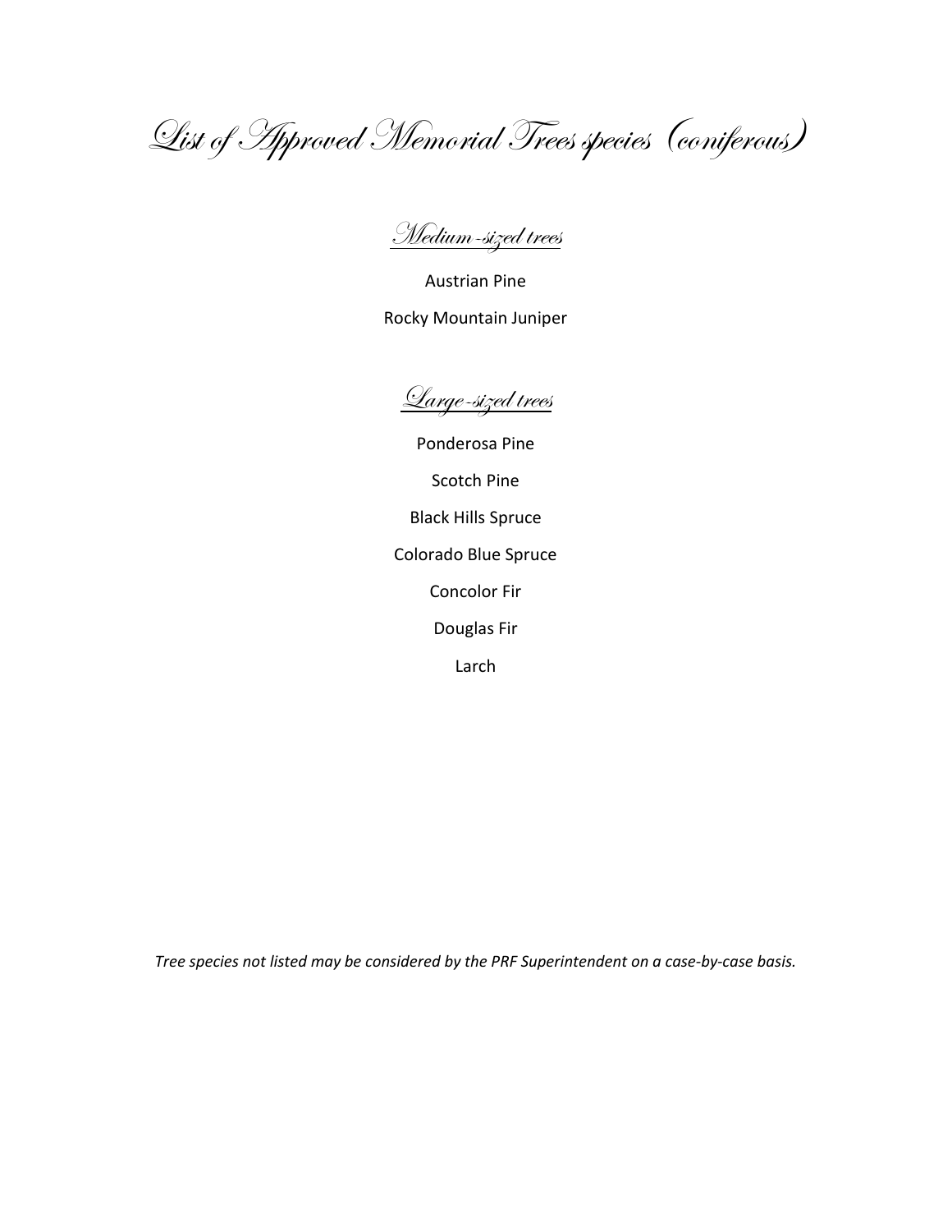# List of Approved Memorial Trees species (coniferous)

## Medium-sized trees

Austrian Pine

Rocky Mountain Juniper

## Large-sized trees

Ponderosa Pine

Scotch Pine

Black Hills Spruce

Colorado Blue Spruce

Concolor Fir

Douglas Fir

Larch

*Tree species not listed may be considered by the PRF Superintendent on a case-by-case basis.*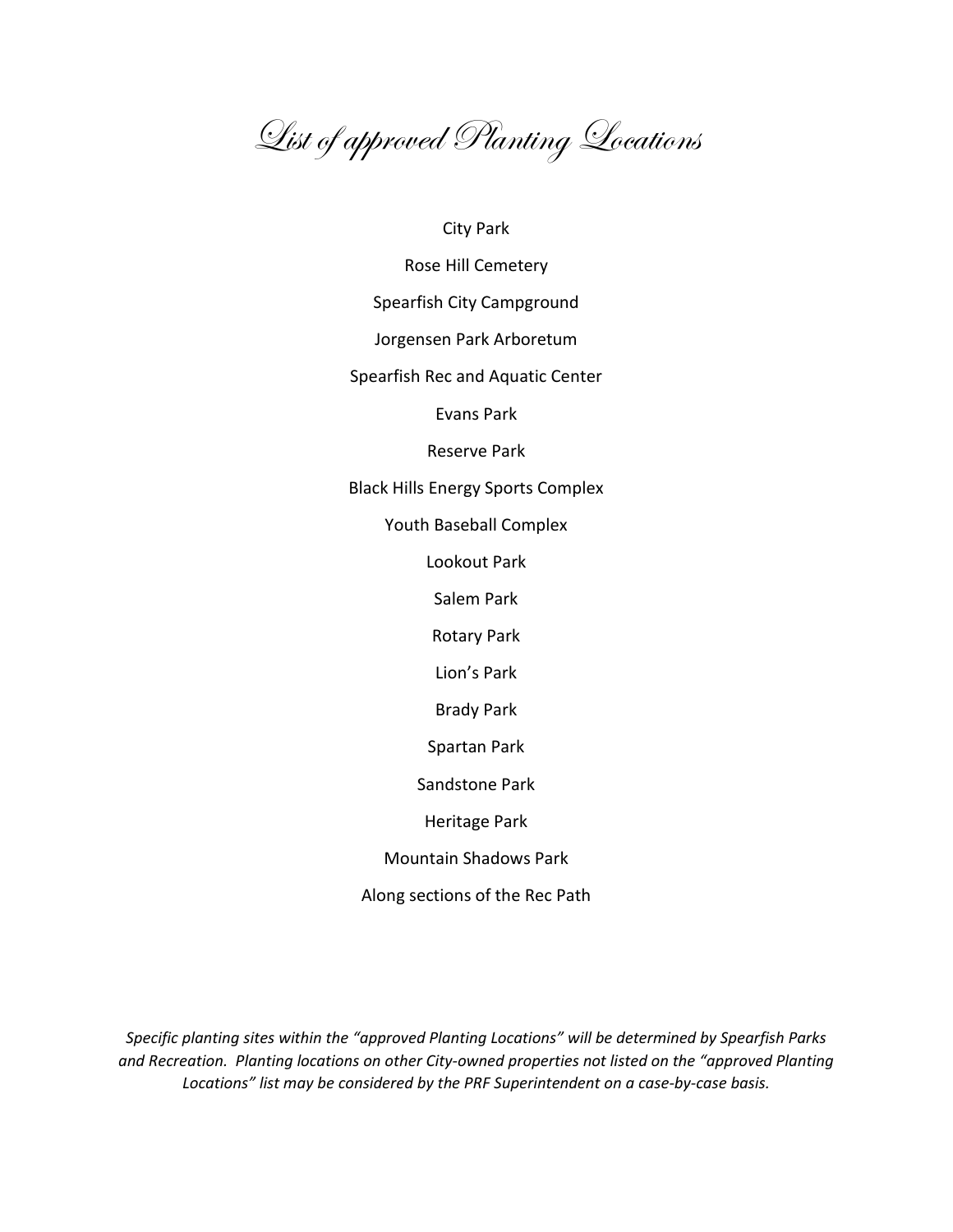# List of approved Planting Locations

City Park

Rose Hill Cemetery

Spearfish City Campground

Jorgensen Park Arboretum

Spearfish Rec and Aquatic Center

Evans Park

Reserve Park

Black Hills Energy Sports Complex

Youth Baseball Complex

Lookout Park

Salem Park

Rotary Park

Lion's Park

Brady Park

Spartan Park

Sandstone Park

Heritage Park

Mountain Shadows Park

Along sections of the Rec Path

*Specific planting sites within the "approved Planting Locations" will be determined by Spearfish Parks and Recreation. Planting locations on other City-owned properties not listed on the "approved Planting Locations" list may be considered by the PRF Superintendent on a case-by-case basis.*